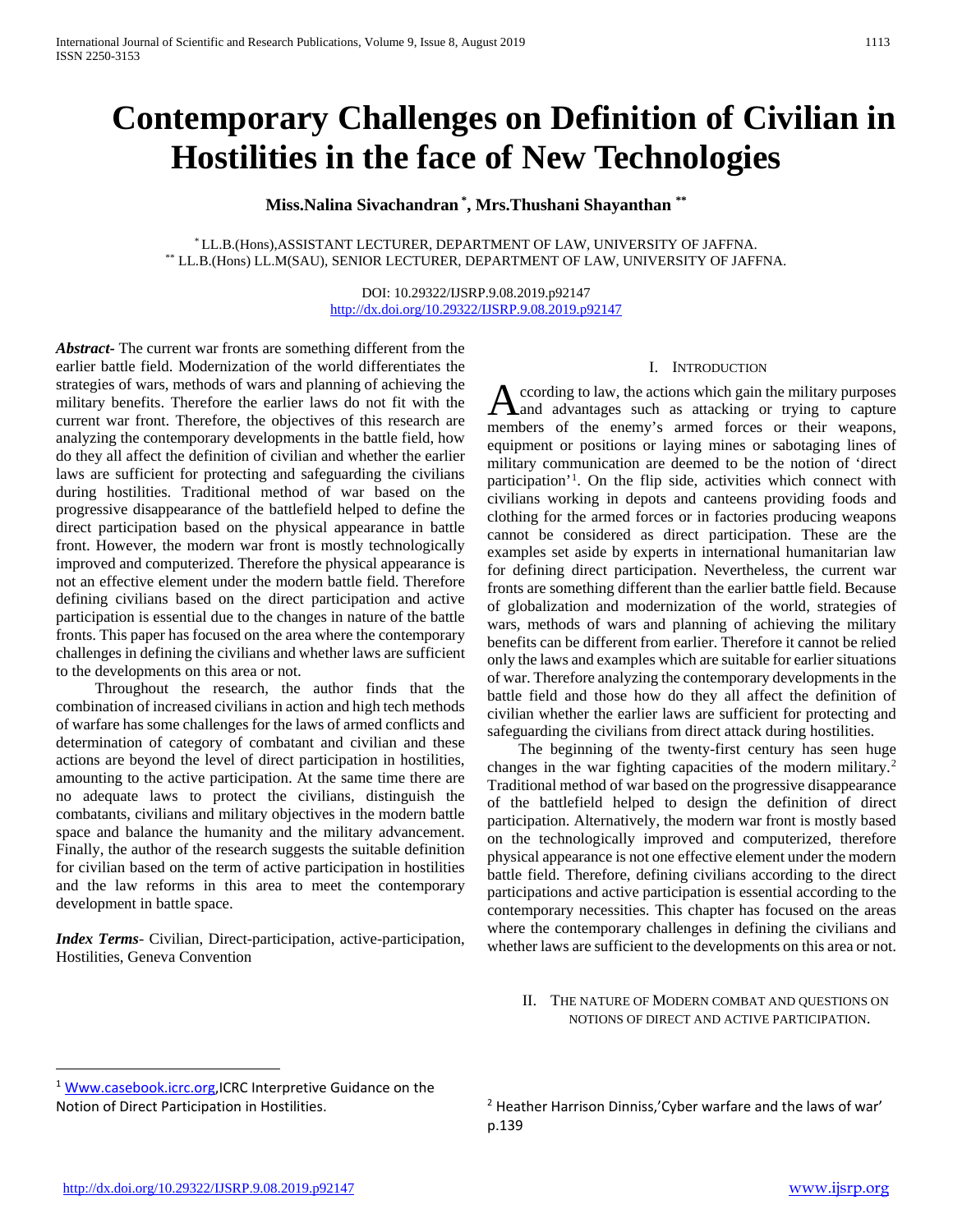# Contemporary Challenges on Definition of Civilian in Hostilities in the face of New Technologies

**Miss.Nalina Sivachandran [*], Mrs.Thushani Shayanthan [**]**

[*] LL.B.(Hons),ASSISTANT LECTURER, DEPARTMENT OF LAW, UNIVERSITY OF JAFFNA.
[**] LL.B.(Hons) LL.M(SAU), SENIOR LECTURER, DEPARTMENT OF LAW, UNIVERSITY OF JAFFNA.

DOI: 10.29322/IJSRP.9.08.2019.p92147
http://dx.doi.org/10.29322/IJSRP.9.08.2019.p92147

***Abstract*-** The current war fronts are something different from the earlier battle field. Modernization of the world differentiates the strategies of wars, methods of wars and planning of achieving the military benefits. Therefore the earlier laws do not fit with the current war front. Therefore, the objectives of this research are analyzing the contemporary developments in the battle field, how do they all affect the definition of civilian and whether the earlier laws are sufficient for protecting and safeguarding the civilians during hostilities. Traditional method of war based on the progressive disappearance of the battlefield helped to define the direct participation based on the physical appearance in battle front. However, the modern war front is mostly technologically improved and computerized. Therefore the physical appearance is not an effective element under the modern battle field. Therefore defining civilians based on the direct participation and active participation is essential due to the changes in nature of the battle fronts. This paper has focused on the area where the contemporary challenges in defining the civilians and whether laws are sufficient to the developments on this area or not.

Throughout the research, the author finds that the combination of increased civilians in action and high tech methods of warfare has some challenges for the laws of armed conflicts and determination of category of combatant and civilian and these actions are beyond the level of direct participation in hostilities, amounting to the active participation. At the same time there are no adequate laws to protect the civilians, distinguish the combatants, civilians and military objectives in the modern battle space and balance the humanity and the military advancement. Finally, the author of the research suggests the suitable definition for civilian based on the term of active participation in hostilities and the law reforms in this area to meet the contemporary development in battle space.

***Index Terms*-** Civilian, Direct-participation, active-participation, Hostilities, Geneva Convention

## I. Introduction

According to law, the actions which gain the military purposes and advantages such as attacking or trying to capture members of the enemy's armed forces or their weapons, equipment or positions or laying mines or sabotaging lines of military communication are deemed to be the notion of 'direct participation'[1]. On the flip side, activities which connect with civilians working in depots and canteens providing foods and clothing for the armed forces or in factories producing weapons cannot be considered as direct participation. These are the examples set aside by experts in international humanitarian law for defining direct participation. Nevertheless, the current war fronts are something different than the earlier battle field. Because of globalization and modernization of the world, strategies of wars, methods of wars and planning of achieving the military benefits can be different from earlier. Therefore it cannot be relied only the laws and examples which are suitable for earlier situations of war. Therefore analyzing the contemporary developments in the battle field and those how do they all affect the definition of civilian whether the earlier laws are sufficient for protecting and safeguarding the civilians from direct attack during hostilities.

The beginning of the twenty-first century has seen huge changes in the war fighting capacities of the modern military.[2] Traditional method of war based on the progressive disappearance of the battlefield helped to design the definition of direct participation. Alternatively, the modern war front is mostly based on the technologically improved and computerized, therefore physical appearance is not one effective element under the modern battle field. Therefore, defining civilians according to the direct participations and active participation is essential according to the contemporary necessities. This chapter has focused on the areas where the contemporary challenges in defining the civilians and whether laws are sufficient to the developments on this area or not.

## II. The nature of Modern combat and questions on notions of direct and active participation.

---

[1] Www.casebook.icrc.org,ICRC Interpretive Guidance on the Notion of Direct Participation in Hostilities.

[2] Heather Harrison Dinniss,'Cyber warfare and the laws of war' p.139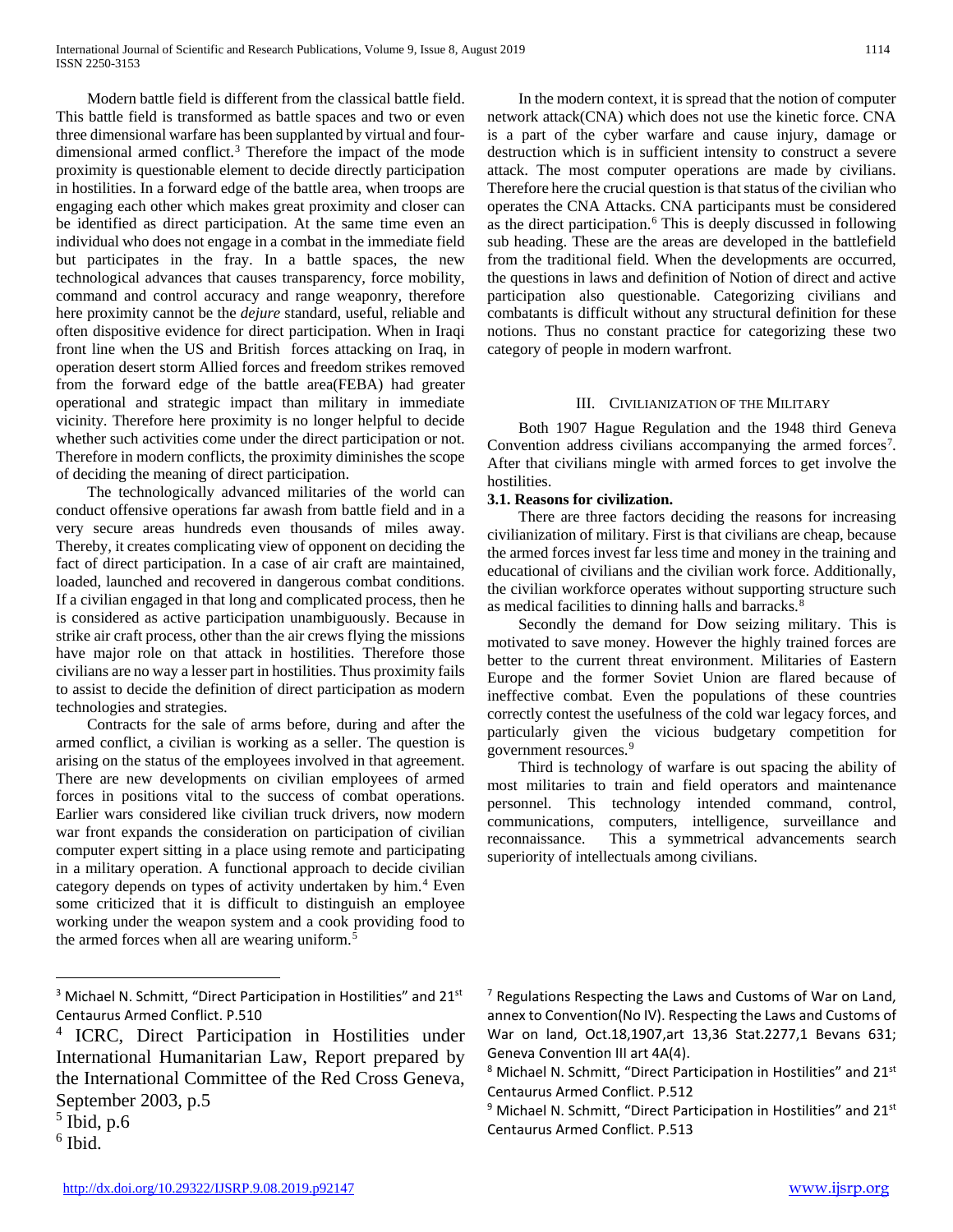Modern battle field is different from the classical battle field. This battle field is transformed as battle spaces and two or even three dimensional warfare has been supplanted by virtual and four-dimensional armed conflict.[3] Therefore the impact of the mode proximity is questionable element to decide directly participation in hostilities. In a forward edge of the battle area, when troops are engaging each other which makes great proximity and closer can be identified as direct participation. At the same time even an individual who does not engage in a combat in the immediate field but participates in the fray. In a battle spaces, the new technological advances that causes transparency, force mobility, command and control accuracy and range weaponry, therefore here proximity cannot be the *dejure* standard, useful, reliable and often dispositive evidence for direct participation. When in Iraqi front line when the US and British forces attacking on Iraq, in operation desert storm Allied forces and freedom strikes removed from the forward edge of the battle area(FEBA) had greater operational and strategic impact than military in immediate vicinity. Therefore here proximity is no longer helpful to decide whether such activities come under the direct participation or not. Therefore in modern conflicts, the proximity diminishes the scope of deciding the meaning of direct participation.

The technologically advanced militaries of the world can conduct offensive operations far awash from battle field and in a very secure areas hundreds even thousands of miles away. Thereby, it creates complicating view of opponent on deciding the fact of direct participation. In a case of air craft are maintained, loaded, launched and recovered in dangerous combat conditions. If a civilian engaged in that long and complicated process, then he is considered as active participation unambiguously. Because in strike air craft process, other than the air crews flying the missions have major role on that attack in hostilities. Therefore those civilians are no way a lesser part in hostilities. Thus proximity fails to assist to decide the definition of direct participation as modern technologies and strategies.

Contracts for the sale of arms before, during and after the armed conflict, a civilian is working as a seller. The question is arising on the status of the employees involved in that agreement. There are new developments on civilian employees of armed forces in positions vital to the success of combat operations. Earlier wars considered like civilian truck drivers, now modern war front expands the consideration on participation of civilian computer expert sitting in a place using remote and participating in a military operation. A functional approach to decide civilian category depends on types of activity undertaken by him.[4] Even some criticized that it is difficult to distinguish an employee working under the weapon system and a cook providing food to the armed forces when all are wearing uniform.[5]

In the modern context, it is spread that the notion of computer network attack(CNA) which does not use the kinetic force. CNA is a part of the cyber warfare and cause injury, damage or destruction which is in sufficient intensity to construct a severe attack. The most computer operations are made by civilians. Therefore here the crucial question is that status of the civilian who operates the CNA Attacks. CNA participants must be considered as the direct participation.[6] This is deeply discussed in following sub heading. These are the areas are developed in the battlefield from the traditional field. When the developments are occurred, the questions in laws and definition of Notion of direct and active participation also questionable. Categorizing civilians and combatants is difficult without any structural definition for these notions. Thus no constant practice for categorizing these two category of people in modern warfront.

## III. Civilianization of the Military

Both 1907 Hague Regulation and the 1948 third Geneva Convention address civilians accompanying the armed forces[7]. After that civilians mingle with armed forces to get involve the hostilities.

### 3.1. Reasons for civilization.

There are three factors deciding the reasons for increasing civilianization of military. First is that civilians are cheap, because the armed forces invest far less time and money in the training and educational of civilians and the civilian work force. Additionally, the civilian workforce operates without supporting structure such as medical facilities to dinning halls and barracks.[8]

Secondly the demand for Dow seizing military. This is motivated to save money. However the highly trained forces are better to the current threat environment. Militaries of Eastern Europe and the former Soviet Union are flared because of ineffective combat. Even the populations of these countries correctly contest the usefulness of the cold war legacy forces, and particularly given the vicious budgetary competition for government resources.[9]

Third is technology of warfare is out spacing the ability of most militaries to train and field operators and maintenance personnel. This technology intended command, control, communications, computers, intelligence, surveillance and reconnaissance. This a symmetrical advancements search superiority of intellectuals among civilians.

---

[3] Michael N. Schmitt, "Direct Participation in Hostilities" and 21st Centaurus Armed Conflict. P.510

[4] ICRC, Direct Participation in Hostilities under International Humanitarian Law, Report prepared by the International Committee of the Red Cross Geneva, September 2003, p.5

[5] Ibid, p.6

[6] Ibid.

[7] Regulations Respecting the Laws and Customs of War on Land, annex to Convention(No IV). Respecting the Laws and Customs of War on land, Oct.18,1907,art 13,36 Stat.2277,1 Bevans 631; Geneva Convention III art 4A(4).

[8] Michael N. Schmitt, "Direct Participation in Hostilities" and 21st Centaurus Armed Conflict. P.512

[9] Michael N. Schmitt, "Direct Participation in Hostilities" and 21st Centaurus Armed Conflict. P.513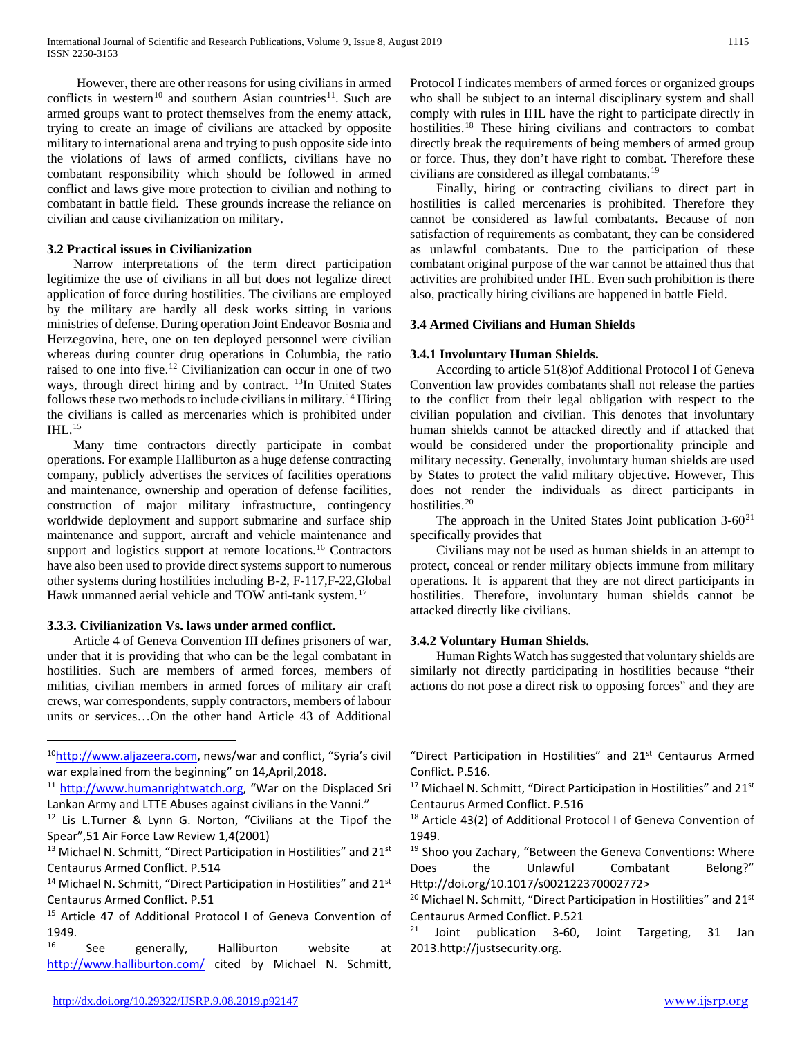However, there are other reasons for using civilians in armed conflicts in western[10] and southern Asian countries[11]. Such are armed groups want to protect themselves from the enemy attack, trying to create an image of civilians are attacked by opposite military to international arena and trying to push opposite side into the violations of laws of armed conflicts, civilians have no combatant responsibility which should be followed in armed conflict and laws give more protection to civilian and nothing to combatant in battle field. These grounds increase the reliance on civilian and cause civilianization on military.

### 3.2 Practical issues in Civilianization

Narrow interpretations of the term direct participation legitimize the use of civilians in all but does not legalize direct application of force during hostilities. The civilians are employed by the military are hardly all desk works sitting in various ministries of defense. During operation Joint Endeavor Bosnia and Herzegovina, here, one on ten deployed personnel were civilian whereas during counter drug operations in Columbia, the ratio raised to one into five.[12] Civilianization can occur in one of two ways, through direct hiring and by contract. [13]In United States follows these two methods to include civilians in military.[14] Hiring the civilians is called as mercenaries which is prohibited under IHL.[15]

Many time contractors directly participate in combat operations. For example Halliburton as a huge defense contracting company, publicly advertises the services of facilities operations and maintenance, ownership and operation of defense facilities, construction of major military infrastructure, contingency worldwide deployment and support submarine and surface ship maintenance and support, aircraft and vehicle maintenance and support and logistics support at remote locations.[16] Contractors have also been used to provide direct systems support to numerous other systems during hostilities including B-2, F-117,F-22,Global Hawk unmanned aerial vehicle and TOW anti-tank system.[17]

### 3.3.3. Civilianization Vs. laws under armed conflict.

Article 4 of Geneva Convention III defines prisoners of war, under that it is providing that who can be the legal combatant in hostilities. Such are members of armed forces, members of militias, civilian members in armed forces of military air craft crews, war correspondents, supply contractors, members of labour units or services…On the other hand Article 43 of Additional Protocol I indicates members of armed forces or organized groups who shall be subject to an internal disciplinary system and shall comply with rules in IHL have the right to participate directly in hostilities.[18] These hiring civilians and contractors to combat directly break the requirements of being members of armed group or force. Thus, they don't have right to combat. Therefore these civilians are considered as illegal combatants.[19]

Finally, hiring or contracting civilians to direct part in hostilities is called mercenaries is prohibited. Therefore they cannot be considered as lawful combatants. Because of non satisfaction of requirements as combatant, they can be considered as unlawful combatants. Due to the participation of these combatant original purpose of the war cannot be attained thus that activities are prohibited under IHL. Even such prohibition is there also, practically hiring civilians are happened in battle Field.

### 3.4 Armed Civilians and Human Shields

#### 3.4.1 Involuntary Human Shields.

According to article 51(8)of Additional Protocol I of Geneva Convention law provides combatants shall not release the parties to the conflict from their legal obligation with respect to the civilian population and civilian. This denotes that involuntary human shields cannot be attacked directly and if attacked that would be considered under the proportionality principle and military necessity. Generally, involuntary human shields are used by States to protect the valid military objective. However, This does not render the individuals as direct participants in hostilities.[20]

The approach in the United States Joint publication 3-60[21] specifically provides that

Civilians may not be used as human shields in an attempt to protect, conceal or render military objects immune from military operations. It is apparent that they are not direct participants in hostilities. Therefore, involuntary human shields cannot be attacked directly like civilians.

#### 3.4.2 Voluntary Human Shields.

Human Rights Watch has suggested that voluntary shields are similarly not directly participating in hostilities because "their actions do not pose a direct risk to opposing forces" and they are

---

[10] http://www.aljazeera.com, news/war and conflict, "Syria's civil war explained from the beginning" on 14,April,2018.

[11] http://www.humanrightwatch.org, "War on the Displaced Sri Lankan Army and LTTE Abuses against civilians in the Vanni."

[12] Lis L.Turner & Lynn G. Norton, "Civilians at the Tipof the Spear",51 Air Force Law Review 1,4(2001)

[13] Michael N. Schmitt, "Direct Participation in Hostilities" and 21st Centaurus Armed Conflict. P.514

[14] Michael N. Schmitt, "Direct Participation in Hostilities" and 21st Centaurus Armed Conflict. P.51

[15] Article 47 of Additional Protocol I of Geneva Convention of 1949.

[16] See generally, Halliburton website at http://www.halliburton.com/ cited by Michael N. Schmitt, "Direct Participation in Hostilities" and 21st Centaurus Armed Conflict. P.516.

[17] Michael N. Schmitt, "Direct Participation in Hostilities" and 21st Centaurus Armed Conflict. P.516

[18] Article 43(2) of Additional Protocol I of Geneva Convention of 1949.

[19] Shoo you Zachary, "Between the Geneva Conventions: Where Does the Unlawful Combatant Belong?" Http://doi.org/10.1017/s002122370002772>

[20] Michael N. Schmitt, "Direct Participation in Hostilities" and 21st Centaurus Armed Conflict. P.521

[21] Joint publication 3-60, Joint Targeting, 31 Jan 2013.http://justsecurity.org.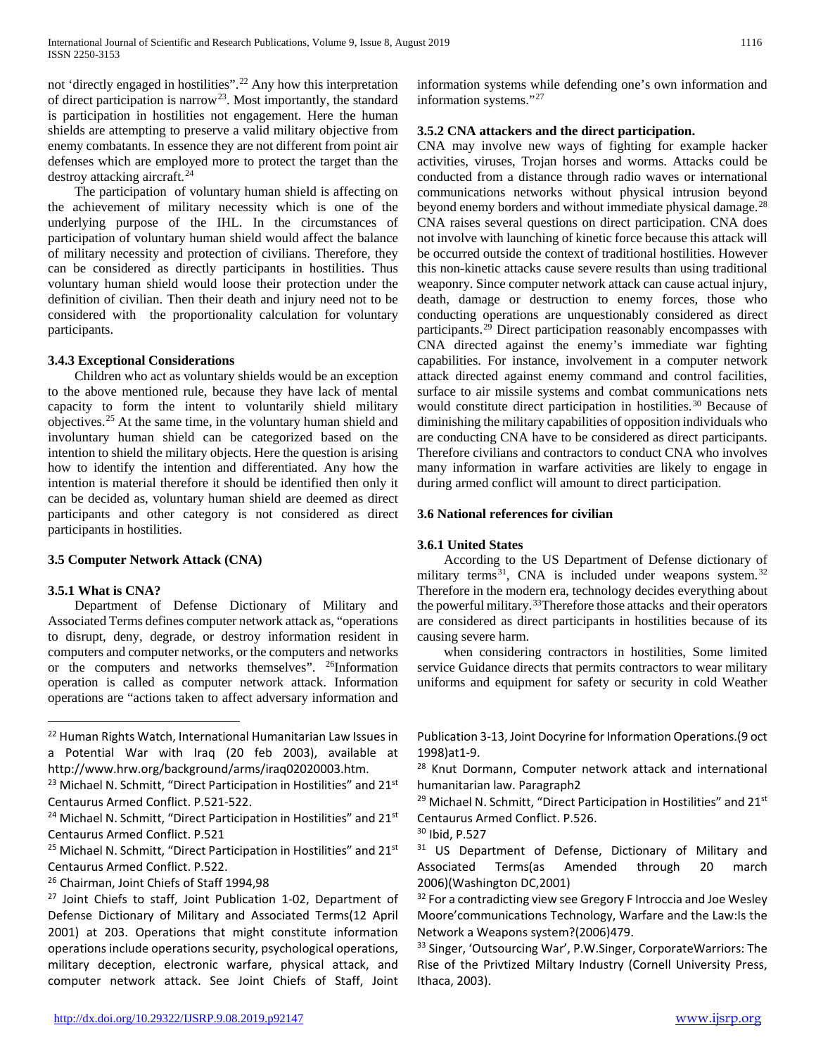not 'directly engaged in hostilities".[22] Any how this interpretation of direct participation is narrow[23]. Most importantly, the standard is participation in hostilities not engagement. Here the human shields are attempting to preserve a valid military objective from enemy combatants. In essence they are not different from point air defenses which are employed more to protect the target than the destroy attacking aircraft.[24]

The participation of voluntary human shield is affecting on the achievement of military necessity which is one of the underlying purpose of the IHL. In the circumstances of participation of voluntary human shield would affect the balance of military necessity and protection of civilians. Therefore, they can be considered as directly participants in hostilities. Thus voluntary human shield would loose their protection under the definition of civilian. Then their death and injury need not to be considered with the proportionality calculation for voluntary participants.

### 3.4.3 Exceptional Considerations

Children who act as voluntary shields would be an exception to the above mentioned rule, because they have lack of mental capacity to form the intent to voluntarily shield military objectives.[25] At the same time, in the voluntary human shield and involuntary human shield can be categorized based on the intention to shield the military objects. Here the question is arising how to identify the intention and differentiated. Any how the intention is material therefore it should be identified then only it can be decided as, voluntary human shield are deemed as direct participants and other category is not considered as direct participants in hostilities.

## 3.5 Computer Network Attack (CNA)

### 3.5.1 What is CNA?

Department of Defense Dictionary of Military and Associated Terms defines computer network attack as, "operations to disrupt, deny, degrade, or destroy information resident in computers and computer networks, or the computers and networks or the computers and networks themselves". [26]Information operation is called as computer network attack. Information operations are "actions taken to affect adversary information and information systems while defending one's own information and information systems."[27]

### 3.5.2 CNA attackers and the direct participation.

CNA may involve new ways of fighting for example hacker activities, viruses, Trojan horses and worms. Attacks could be conducted from a distance through radio waves or international communications networks without physical intrusion beyond beyond enemy borders and without immediate physical damage.[28] CNA raises several questions on direct participation. CNA does not involve with launching of kinetic force because this attack will be occurred outside the context of traditional hostilities. However this non-kinetic attacks cause severe results than using traditional weaponry. Since computer network attack can cause actual injury, death, damage or destruction to enemy forces, those who conducting operations are unquestionably considered as direct participants.[29] Direct participation reasonably encompasses with CNA directed against the enemy's immediate war fighting capabilities. For instance, involvement in a computer network attack directed against enemy command and control facilities, surface to air missile systems and combat communications nets would constitute direct participation in hostilities.[30] Because of diminishing the military capabilities of opposition individuals who are conducting CNA have to be considered as direct participants. Therefore civilians and contractors to conduct CNA who involves many information in warfare activities are likely to engage in during armed conflict will amount to direct participation.

## 3.6 National references for civilian

### 3.6.1 United States

According to the US Department of Defense dictionary of military terms[31], CNA is included under weapons system.[32] Therefore in the modern era, technology decides everything about the powerful military.[33]Therefore those attacks and their operators are considered as direct participants in hostilities because of its causing severe harm.

when considering contractors in hostilities, Some limited service Guidance directs that permits contractors to wear military uniforms and equipment for safety or security in cold Weather

---

[22] Human Rights Watch, International Humanitarian Law Issues in a Potential War with Iraq (20 feb 2003), available at http://www.hrw.org/background/arms/iraq02020003.htm.

[23] Michael N. Schmitt, "Direct Participation in Hostilities" and 21st Centaurus Armed Conflict. P.521-522.

[24] Michael N. Schmitt, "Direct Participation in Hostilities" and 21st Centaurus Armed Conflict. P.521

[25] Michael N. Schmitt, "Direct Participation in Hostilities" and 21st Centaurus Armed Conflict. P.522.

[26] Chairman, Joint Chiefs of Staff 1994,98

[27] Joint Chiefs to staff, Joint Publication 1-02, Department of Defense Dictionary of Military and Associated Terms(12 April 2001) at 203. Operations that might constitute information operations include operations security, psychological operations, military deception, electronic warfare, physical attack, and computer network attack. See Joint Chiefs of Staff, Joint Publication 3-13, Joint Docyrine for Information Operations.(9 oct 1998)at1-9.

[28] Knut Dormann, Computer network attack and international humanitarian law. Paragraph2

[29] Michael N. Schmitt, "Direct Participation in Hostilities" and 21st Centaurus Armed Conflict. P.526.

[30] Ibid, P.527

[31] US Department of Defense, Dictionary of Military and Associated Terms(as Amended through 20 march 2006)(Washington DC,2001)

[32] For a contradicting view see Gregory F Introccia and Joe Wesley Moore'communications Technology, Warfare and the Law:Is the Network a Weapons system?(2006)479.

[33] Singer, 'Outsourcing War', P.W.Singer, CorporateWarriors: The Rise of the Privtized Miltary Industry (Cornell University Press, Ithaca, 2003).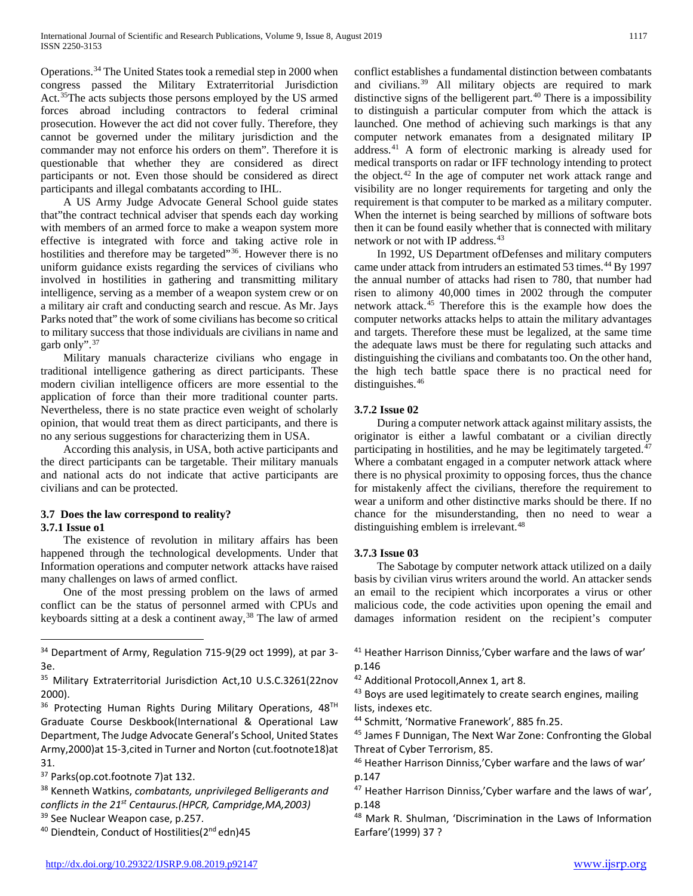Operations.[34] The United States took a remedial step in 2000 when congress passed the Military Extraterritorial Jurisdiction Act.[35]The acts subjects those persons employed by the US armed forces abroad including contractors to federal criminal prosecution. However the act did not cover fully. Therefore, they cannot be governed under the military jurisdiction and the commander may not enforce his orders on them". Therefore it is questionable that whether they are considered as direct participants or not. Even those should be considered as direct participants and illegal combatants according to IHL.

A US Army Judge Advocate General School guide states that"the contract technical adviser that spends each day working with members of an armed force to make a weapon system more effective is integrated with force and taking active role in hostilities and therefore may be targeted"[36]. However there is no uniform guidance exists regarding the services of civilians who involved in hostilities in gathering and transmitting military intelligence, serving as a member of a weapon system crew or on a military air craft and conducting search and rescue. As Mr. Jays Parks noted that" the work of some civilians has become so critical to military success that those individuals are civilians in name and garb only".[37]

Military manuals characterize civilians who engage in traditional intelligence gathering as direct participants. These modern civilian intelligence officers are more essential to the application of force than their more traditional counter parts. Nevertheless, there is no state practice even weight of scholarly opinion, that would treat them as direct participants, and there is no any serious suggestions for characterizing them in USA.

According this analysis, in USA, both active participants and the direct participants can be targetable. Their military manuals and national acts do not indicate that active participants are civilians and can be protected.

### 3.7 Does the law correspond to reality?

#### 3.7.1 Issue o1

The existence of revolution in military affairs has been happened through the technological developments. Under that Information operations and computer network attacks have raised many challenges on laws of armed conflict.

One of the most pressing problem on the laws of armed conflict can be the status of personnel armed with CPUs and keyboards sitting at a desk a continent away,[38] The law of armed conflict establishes a fundamental distinction between combatants and civilians.[39] All military objects are required to mark distinctive signs of the belligerent part.[40] There is a impossibility to distinguish a particular computer from which the attack is launched. One method of achieving such markings is that any computer network emanates from a designated military IP address.[41] A form of electronic marking is already used for medical transports on radar or IFF technology intending to protect the object.[42] In the age of computer net work attack range and visibility are no longer requirements for targeting and only the requirement is that computer to be marked as a military computer. When the internet is being searched by millions of software bots then it can be found easily whether that is connected with military network or not with IP address.[43]

In 1992, US Department ofDefenses and military computers came under attack from intruders an estimated 53 times.[44] By 1997 the annual number of attacks had risen to 780, that number had risen to alimony 40,000 times in 2002 through the computer network attack.[45] Therefore this is the example how does the computer networks attacks helps to attain the military advantages and targets. Therefore these must be legalized, at the same time the adequate laws must be there for regulating such attacks and distinguishing the civilians and combatants too. On the other hand, the high tech battle space there is no practical need for distinguishes.[46]

#### 3.7.2 Issue 02

During a computer network attack against military assists, the originator is either a lawful combatant or a civilian directly participating in hostilities, and he may be legitimately targeted.[47] Where a combatant engaged in a computer network attack where there is no physical proximity to opposing forces, thus the chance for mistakenly affect the civilians, therefore the requirement to wear a uniform and other distinctive marks should be there. If no chance for the misunderstanding, then no need to wear a distinguishing emblem is irrelevant.[48]

#### 3.7.3 Issue 03

The Sabotage by computer network attack utilized on a daily basis by civilian virus writers around the world. An attacker sends an email to the recipient which incorporates a virus or other malicious code, the code activities upon opening the email and damages information resident on the recipient's computer

---

[34] Department of Army, Regulation 715-9(29 oct 1999), at par 3-3e.

[35] Military Extraterritorial Jurisdiction Act,10 U.S.C.3261(22nov 2000).

[36] Protecting Human Rights During Military Operations, 48[TH] Graduate Course Deskbook(International & Operational Law Department, The Judge Advocate General's School, United States Army,2000)at 15-3,cited in Turner and Norton (cut.footnote18)at 31.

[37] Parks(op.cot.footnote 7)at 132.

[38] Kenneth Watkins, *combatants, unprivileged Belligerants and conflicts in the 21st Centaurus.(HPCR, Campridge,MA,2003)*

[39] See Nuclear Weapon case, p.257.

[40] Diendtein, Conduct of Hostilities(2nd edn)45

[41] Heather Harrison Dinniss,'Cyber warfare and the laws of war' p.146

[42] Additional Protocoll,Annex 1, art 8.

[43] Boys are used legitimately to create search engines, mailing lists, indexes etc.

[44] Schmitt, 'Normative Franework', 885 fn.25.

[45] James F Dunnigan, The Next War Zone: Confronting the Global Threat of Cyber Terrorism, 85.

[46] Heather Harrison Dinniss,'Cyber warfare and the laws of war' p.147

[47] Heather Harrison Dinniss,'Cyber warfare and the laws of war', p.148

[48] Mark R. Shulman, 'Discrimination in the Laws of Information Earfare'(1999) 37 ?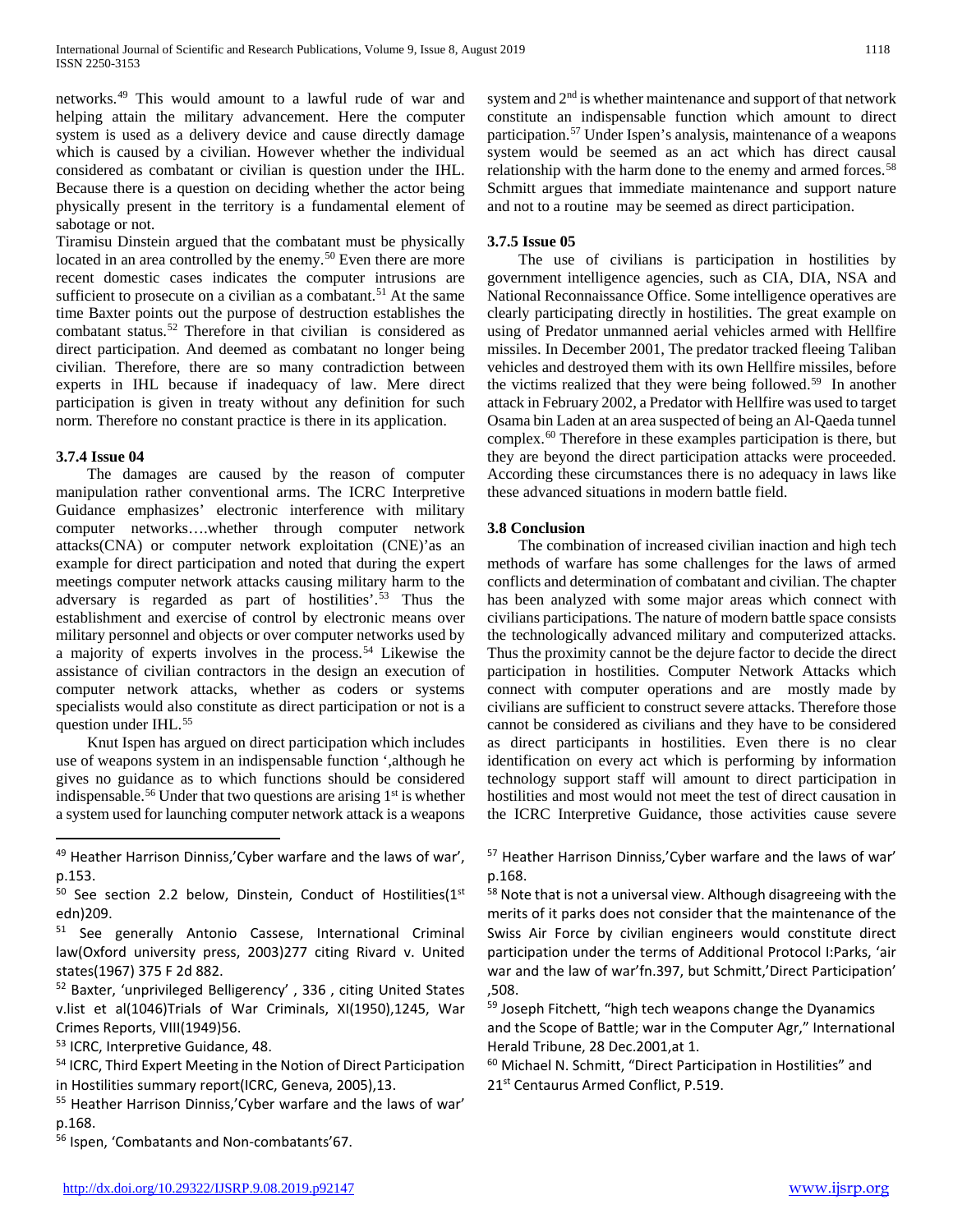networks.[49] This would amount to a lawful rude of war and helping attain the military advancement. Here the computer system is used as a delivery device and cause directly damage which is caused by a civilian. However whether the individual considered as combatant or civilian is question under the IHL. Because there is a question on deciding whether the actor being physically present in the territory is a fundamental element of sabotage or not.

Tiramisu Dinstein argued that the combatant must be physically located in an area controlled by the enemy.[50] Even there are more recent domestic cases indicates the computer intrusions are sufficient to prosecute on a civilian as a combatant.[51] At the same time Baxter points out the purpose of destruction establishes the combatant status.[52] Therefore in that civilian is considered as direct participation. And deemed as combatant no longer being civilian. Therefore, there are so many contradiction between experts in IHL because if inadequacy of law. Mere direct participation is given in treaty without any definition for such norm. Therefore no constant practice is there in its application.

### 3.7.4 Issue 04

The damages are caused by the reason of computer manipulation rather conventional arms. The ICRC Interpretive Guidance emphasizes' electronic interference with military computer networks….whether through computer network attacks(CNA) or computer network exploitation (CNE)'as an example for direct participation and noted that during the expert meetings computer network attacks causing military harm to the adversary is regarded as part of hostilities'.[53] Thus the establishment and exercise of control by electronic means over military personnel and objects or over computer networks used by a majority of experts involves in the process.[54] Likewise the assistance of civilian contractors in the design an execution of computer network attacks, whether as coders or systems specialists would also constitute as direct participation or not is a question under IHL.[55]

Knut Ispen has argued on direct participation which includes use of weapons system in an indispensable function ',although he gives no guidance as to which functions should be considered indispensable.[56] Under that two questions are arising 1st is whether a system used for launching computer network attack is a weapons system and 2nd is whether maintenance and support of that network constitute an indispensable function which amount to direct participation.[57] Under Ispen's analysis, maintenance of a weapons system would be seemed as an act which has direct causal relationship with the harm done to the enemy and armed forces.[58] Schmitt argues that immediate maintenance and support nature and not to a routine may be seemed as direct participation.

### 3.7.5 Issue 05

The use of civilians is participation in hostilities by government intelligence agencies, such as CIA, DIA, NSA and National Reconnaissance Office. Some intelligence operatives are clearly participating directly in hostilities. The great example on using of Predator unmanned aerial vehicles armed with Hellfire missiles. In December 2001, The predator tracked fleeing Taliban vehicles and destroyed them with its own Hellfire missiles, before the victims realized that they were being followed.[59] In another attack in February 2002, a Predator with Hellfire was used to target Osama bin Laden at an area suspected of being an Al-Qaeda tunnel complex.[60] Therefore in these examples participation is there, but they are beyond the direct participation attacks were proceeded. According these circumstances there is no adequacy in laws like these advanced situations in modern battle field.

### 3.8 Conclusion

The combination of increased civilian inaction and high tech methods of warfare has some challenges for the laws of armed conflicts and determination of combatant and civilian. The chapter has been analyzed with some major areas which connect with civilians participations. The nature of modern battle space consists the technologically advanced military and computerized attacks. Thus the proximity cannot be the dejure factor to decide the direct participation in hostilities. Computer Network Attacks which connect with computer operations and are mostly made by civilians are sufficient to construct severe attacks. Therefore those cannot be considered as civilians and they have to be considered as direct participants in hostilities. Even there is no clear identification on every act which is performing by information technology support staff will amount to direct participation in hostilities and most would not meet the test of direct causation in the ICRC Interpretive Guidance, those activities cause severe

---

[49] Heather Harrison Dinniss,'Cyber warfare and the laws of war', p.153.

[50] See section 2.2 below, Dinstein, Conduct of Hostilities(1st edn)209.

[51] See generally Antonio Cassese, International Criminal law(Oxford university press, 2003)277 citing Rivard v. United states(1967) 375 F 2d 882.

[52] Baxter, 'unprivileged Belligerency' , 336 , citing United States v.list et al(1046)Trials of War Criminals, XI(1950),1245, War Crimes Reports, VIII(1949)56.

[53] ICRC, Interpretive Guidance, 48.

[54] ICRC, Third Expert Meeting in the Notion of Direct Participation in Hostilities summary report(ICRC, Geneva, 2005),13.

[55] Heather Harrison Dinniss,'Cyber warfare and the laws of war' p.168.

[56] Ispen, 'Combatants and Non-combatants'67.

[57] Heather Harrison Dinniss,'Cyber warfare and the laws of war' p.168.

[58] Note that is not a universal view. Although disagreeing with the merits of it parks does not consider that the maintenance of the Swiss Air Force by civilian engineers would constitute direct participation under the terms of Additional Protocol I:Parks, 'air war and the law of war'fn.397, but Schmitt,'Direct Participation' ,508.

[59] Joseph Fitchett, "high tech weapons change the Dyanamics and the Scope of Battle; war in the Computer Agr," International Herald Tribune, 28 Dec.2001,at 1.

[60] Michael N. Schmitt, "Direct Participation in Hostilities" and 21st Centaurus Armed Conflict, P.519.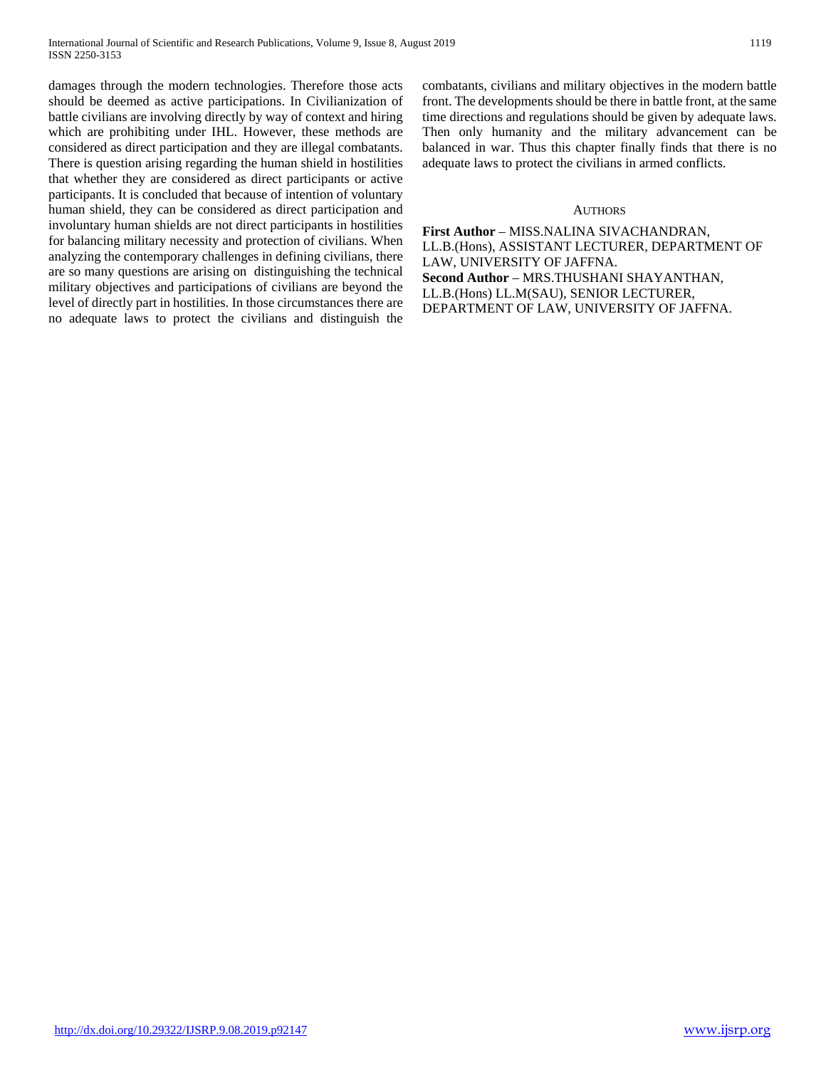damages through the modern technologies. Therefore those acts should be deemed as active participations. In Civilianization of battle civilians are involving directly by way of context and hiring which are prohibiting under IHL. However, these methods are considered as direct participation and they are illegal combatants. There is question arising regarding the human shield in hostilities that whether they are considered as direct participants or active participants. It is concluded that because of intention of voluntary human shield, they can be considered as direct participation and involuntary human shields are not direct participants in hostilities for balancing military necessity and protection of civilians. When analyzing the contemporary challenges in defining civilians, there are so many questions are arising on distinguishing the technical military objectives and participations of civilians are beyond the level of directly part in hostilities. In those circumstances there are no adequate laws to protect the civilians and distinguish the combatants, civilians and military objectives in the modern battle front. The developments should be there in battle front, at the same time directions and regulations should be given by adequate laws. Then only humanity and the military advancement can be balanced in war. Thus this chapter finally finds that there is no adequate laws to protect the civilians in armed conflicts.

## AUTHORS

**First Author** – MISS.NALINA SIVACHANDRAN, LL.B.(Hons), ASSISTANT LECTURER, DEPARTMENT OF LAW, UNIVERSITY OF JAFFNA.

**Second Author** – MRS.THUSHANI SHAYANTHAN, LL.B.(Hons) LL.M(SAU), SENIOR LECTURER, DEPARTMENT OF LAW, UNIVERSITY OF JAFFNA.